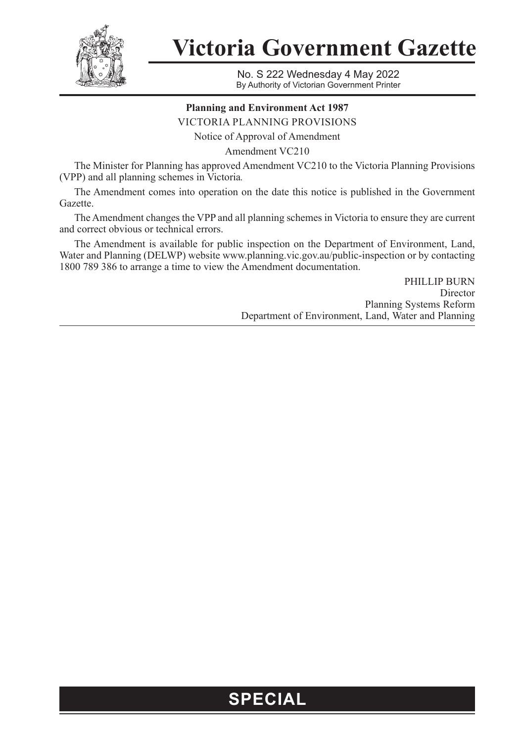# Victoria Government Gazette

No. S 222 Wednesday 4 May 2022

By Authority of Victorian Government Printer

**Planning and Environment Act 1987**

VICTORIA PLANNING PROVISIONS

Notice of Approval of Amendment

Amendment VC210

The Minister for Planning has approved Amendment VC210 to the Victoria Planning Provisions (VPP) and all planning schemes in Victoria.

The Amendment comes into operation on the date this notice is published in the Government Gazette.

The Amendment changes the VPP and all planning schemes in Victoria to ensure they are current and correct obvious or technical errors.

The Amendment is available for public inspection on the Department of Environment, Land, Water and Planning (DELWP) website www.planning.vic.gov.au/public-inspection or by contacting 1800 789 386 to arrange a time to view the Amendment documentation.

PHILLIP BURN
Director
Planning Systems Reform
Department of Environment, Land, Water and Planning

**SPECIAL**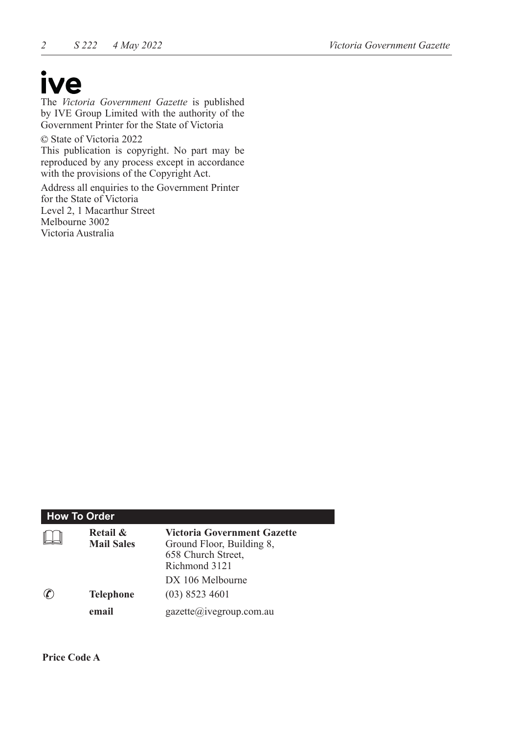**ive**

The *Victoria Government Gazette* is published by IVE Group Limited with the authority of the Government Printer for the State of Victoria

© State of Victoria 2022

This publication is copyright. No part may be reproduced by any process except in accordance with the provisions of the Copyright Act.

Address all enquiries to the Government Printer for the State of Victoria
Level 2, 1 Macarthur Street
Melbourne 3002
Victoria Australia

**How To Order**

| | | |
|---|---|---|
| **Retail & Mail Sales** | **Victoria Government Gazette**<br>Ground Floor, Building 8,<br>658 Church Street,<br>Richmond 3121<br>DX 106 Melbourne |
| **Telephone** | (03) 8523 4601 |
| **email** | gazette@ivegroup.com.au |

**Price Code A**